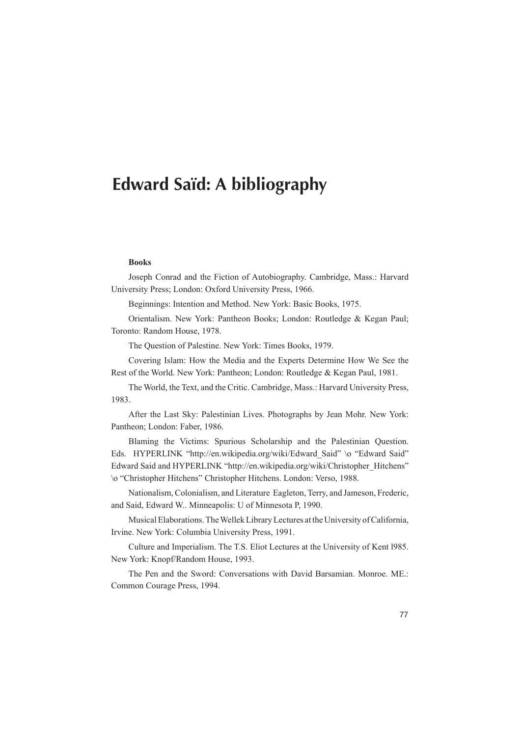# Edward Saïd: A bibliography

**Books**

Joseph Conrad and the Fiction of Autobiography. Cambridge, Mass.: Harvard University Press; London: Oxford University Press, 1966.

Beginnings: Intention and Method. New York: Basic Books, 1975.

Orientalism. New York: Pantheon Books; London: Routledge & Kegan Paul; Toronto: Random House, 1978.

The Question of Palestine. New York: Times Books, 1979.

Covering Islam: How the Media and the Experts Determine How We See the Rest of the World. New York: Pantheon; London: Routledge & Kegan Paul, 1981.

The World, the Text, and the Critic. Cambridge, Mass.: Harvard University Press, 1983.

After the Last Sky: Palestinian Lives. Photographs by Jean Mohr. New York: Pantheon; London: Faber, 1986.

Blaming the Victims: Spurious Scholarship and the Palestinian Question. Eds. HYPERLINK "http://en.wikipedia.org/wiki/Edward_Said" \o "Edward Said" Edward Said and HYPERLINK "http://en.wikipedia.org/wiki/Christopher_Hitchens" \o "Christopher Hitchens" Christopher Hitchens. London: Verso, 1988.

Nationalism, Colonialism, and Literature Eagleton, Terry, and Jameson, Frederic, and Said, Edward W.. Minneapolis: U of Minnesota P, 1990.

Musical Elaborations. The Wellek Library Lectures at the University of California, Irvine. New York: Columbia University Press, 1991.

Culture and Imperialism. The T.S. Eliot Lectures at the University of Kent l985. New York: Knopf/Random House, 1993.

The Pen and the Sword: Conversations with David Barsamian. Monroe. ME.: Common Courage Press, 1994.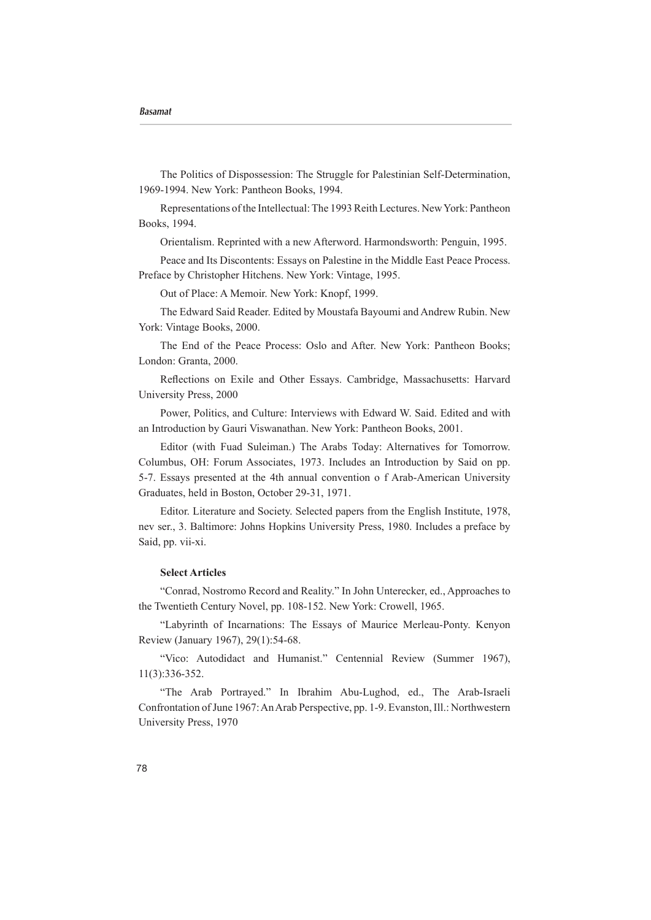The Politics of Dispossession: The Struggle for Palestinian Self-Determination, 1969-1994. New York: Pantheon Books, 1994.

Representations of the Intellectual: The 1993 Reith Lectures. New York: Pantheon Books, 1994.

Orientalism. Reprinted with a new Afterword. Harmondsworth: Penguin, 1995.

Peace and Its Discontents: Essays on Palestine in the Middle East Peace Process. Preface by Christopher Hitchens. New York: Vintage, 1995.

Out of Place: A Memoir. New York: Knopf, 1999.

The Edward Said Reader. Edited by Moustafa Bayoumi and Andrew Rubin. New York: Vintage Books, 2000.

The End of the Peace Process: Oslo and After. New York: Pantheon Books; London: Granta, 2000.

Reflections on Exile and Other Essays. Cambridge, Massachusetts: Harvard University Press, 2000

Power, Politics, and Culture: Interviews with Edward W. Said. Edited and with an Introduction by Gauri Viswanathan. New York: Pantheon Books, 2001.

Editor (with Fuad Suleiman.) The Arabs Today: Alternatives for Tomorrow. Columbus, OH: Forum Associates, 1973. Includes an Introduction by Said on pp. 5-7. Essays presented at the 4th annual convention o f Arab-American University Graduates, held in Boston, October 29-31, 1971.

Editor. Literature and Society. Selected papers from the English Institute, 1978, nev ser., 3. Baltimore: Johns Hopkins University Press, 1980. Includes a preface by Said, pp. vii-xi.

**Select Articles**

"Conrad, Nostromo Record and Reality." In John Unterecker, ed., Approaches to the Twentieth Century Novel, pp. 108-152. New York: Crowell, 1965.

"Labyrinth of Incarnations: The Essays of Maurice Merleau-Ponty. Kenyon Review (January 1967), 29(1):54-68.

"Vico: Autodidact and Humanist." Centennial Review (Summer 1967), 11(3):336-352.

"The Arab Portrayed." In Ibrahim Abu-Lughod, ed., The Arab-Israeli Confrontation of June 1967: An Arab Perspective, pp. 1-9. Evanston, Ill.: Northwestern University Press, 1970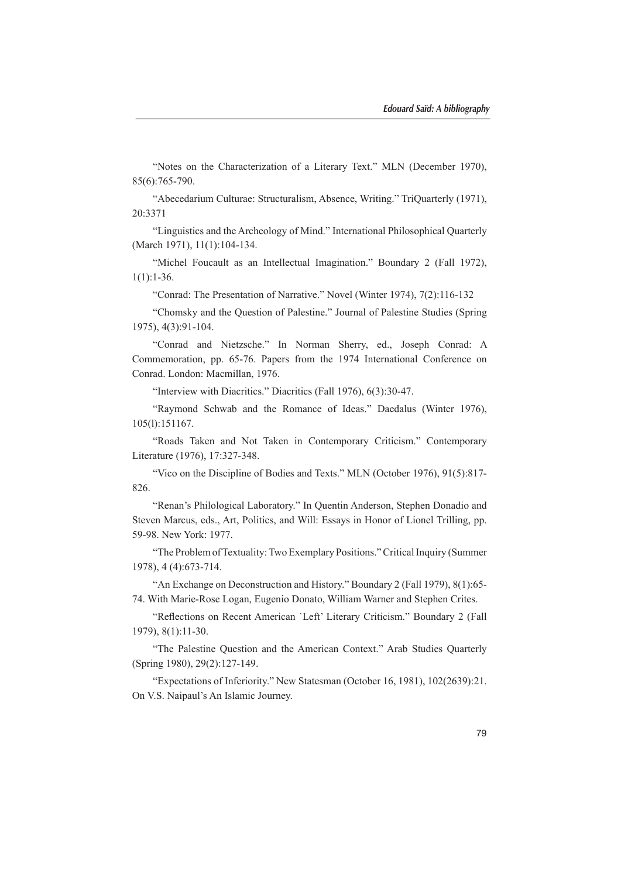“Notes on the Characterization of a Literary Text.” MLN (December 1970), 85(6):765-790.

“Abecedarium Culturae: Structuralism, Absence, Writing.” TriQuarterly (1971), 20:3371

“Linguistics and the Archeology of Mind.” International Philosophical Quarterly (March 1971), 11(1):104-134.

“Michel Foucault as an Intellectual Imagination.” Boundary 2 (Fall 1972), 1(1):1-36.

“Conrad: The Presentation of Narrative.” Novel (Winter 1974), 7(2):116-132

“Chomsky and the Question of Palestine.” Journal of Palestine Studies (Spring 1975), 4(3):91-104.

“Conrad and Nietzsche.” In Norman Sherry, ed., Joseph Conrad: A Commemoration, pp. 65-76. Papers from the 1974 International Conference on Conrad. London: Macmillan, 1976.

“Interview with Diacritics.” Diacritics (Fall 1976), 6(3):30-47.

“Raymond Schwab and the Romance of Ideas.” Daedalus (Winter 1976), 105(l):151167.

“Roads Taken and Not Taken in Contemporary Criticism.” Contemporary Literature (1976), 17:327-348.

“Vico on the Discipline of Bodies and Texts.” MLN (October 1976), 91(5):817-826.

“Renan’s Philological Laboratory.” In Quentin Anderson, Stephen Donadio and Steven Marcus, eds., Art, Politics, and Will: Essays in Honor of Lionel Trilling, pp. 59-98. New York: 1977.

“The Problem of Textuality: Two Exemplary Positions.” Critical Inquiry (Summer 1978), 4 (4):673-714.

“An Exchange on Deconstruction and History.” Boundary 2 (Fall 1979), 8(1):65-74. With Marie-Rose Logan, Eugenio Donato, William Warner and Stephen Crites.

“Reflections on Recent American `Left’ Literary Criticism.” Boundary 2 (Fall 1979), 8(1):11-30.

“The Palestine Question and the American Context.” Arab Studies Quarterly (Spring 1980), 29(2):127-149.

“Expectations of Inferiority.” New Statesman (October 16, 1981), 102(2639):21. On V.S. Naipaul’s An Islamic Journey.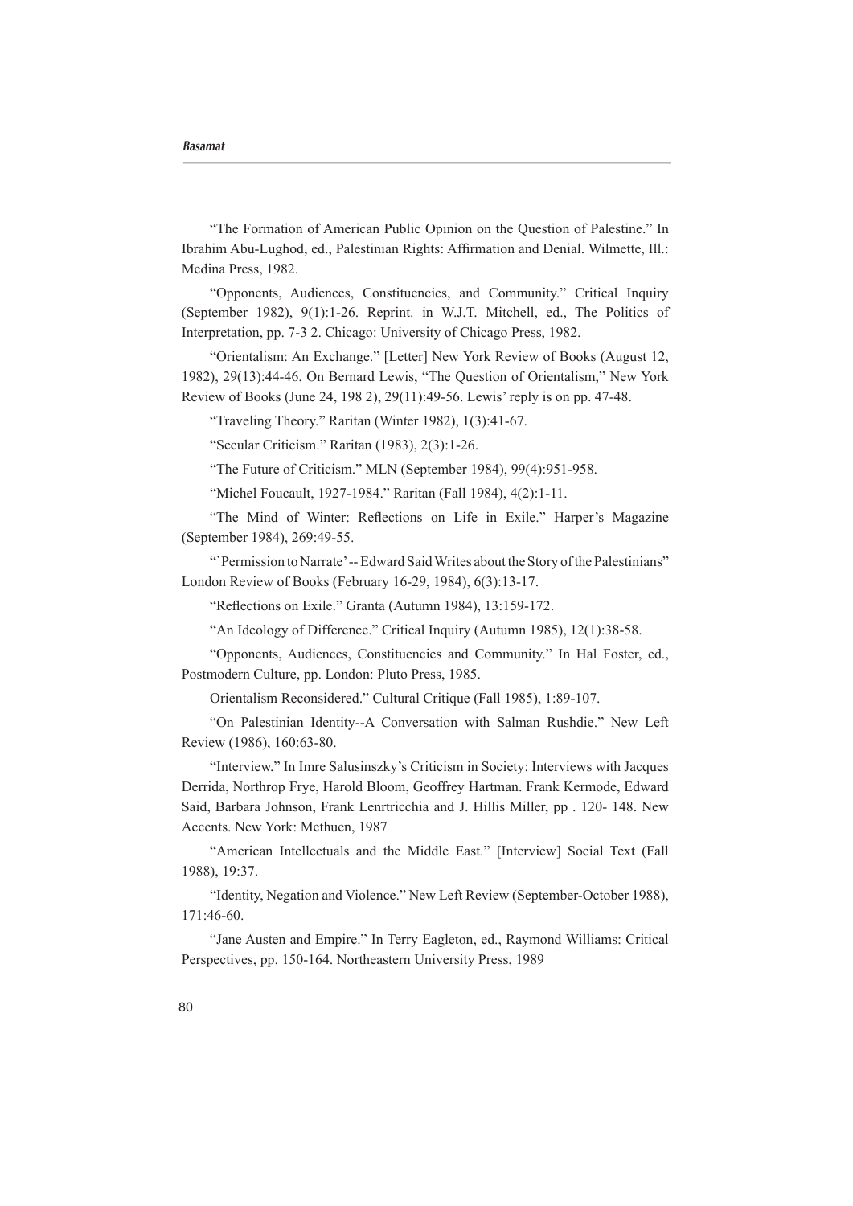"The Formation of American Public Opinion on the Question of Palestine." In Ibrahim Abu-Lughod, ed., Palestinian Rights: Affirmation and Denial. Wilmette, Ill.: Medina Press, 1982.

"Opponents, Audiences, Constituencies, and Community." Critical Inquiry (September 1982), 9(1):1-26. Reprint. in W.J.T. Mitchell, ed., The Politics of Interpretation, pp. 7-3 2. Chicago: University of Chicago Press, 1982.

"Orientalism: An Exchange." [Letter] New York Review of Books (August 12, 1982), 29(13):44-46. On Bernard Lewis, "The Question of Orientalism," New York Review of Books (June 24, 198 2), 29(11):49-56. Lewis' reply is on pp. 47-48.

"Traveling Theory." Raritan (Winter 1982), 1(3):41-67.

"Secular Criticism." Raritan (1983), 2(3):1-26.

"The Future of Criticism." MLN (September 1984), 99(4):951-958.

"Michel Foucault, 1927-1984." Raritan (Fall 1984), 4(2):1-11.

"The Mind of Winter: Reflections on Life in Exile." Harper's Magazine (September 1984), 269:49-55.

"`Permission to Narrate' -- Edward Said Writes about the Story of the Palestinians" London Review of Books (February 16-29, 1984), 6(3):13-17.

"Reflections on Exile." Granta (Autumn 1984), 13:159-172.

"An Ideology of Difference." Critical Inquiry (Autumn 1985), 12(1):38-58.

"Opponents, Audiences, Constituencies and Community." In Hal Foster, ed., Postmodern Culture, pp. London: Pluto Press, 1985.

Orientalism Reconsidered." Cultural Critique (Fall 1985), 1:89-107.

"On Palestinian Identity--A Conversation with Salman Rushdie." New Left Review (1986), 160:63-80.

"Interview." In Imre Salusinszky's Criticism in Society: Interviews with Jacques Derrida, Northrop Frye, Harold Bloom, Geoffrey Hartman. Frank Kermode, Edward Said, Barbara Johnson, Frank Lenrtricchia and J. Hillis Miller, pp . 120- 148. New Accents. New York: Methuen, 1987

"American Intellectuals and the Middle East." [Interview] Social Text (Fall 1988), 19:37.

"Identity, Negation and Violence." New Left Review (September-October 1988), 171:46-60.

"Jane Austen and Empire." In Terry Eagleton, ed., Raymond Williams: Critical Perspectives, pp. 150-164. Northeastern University Press, 1989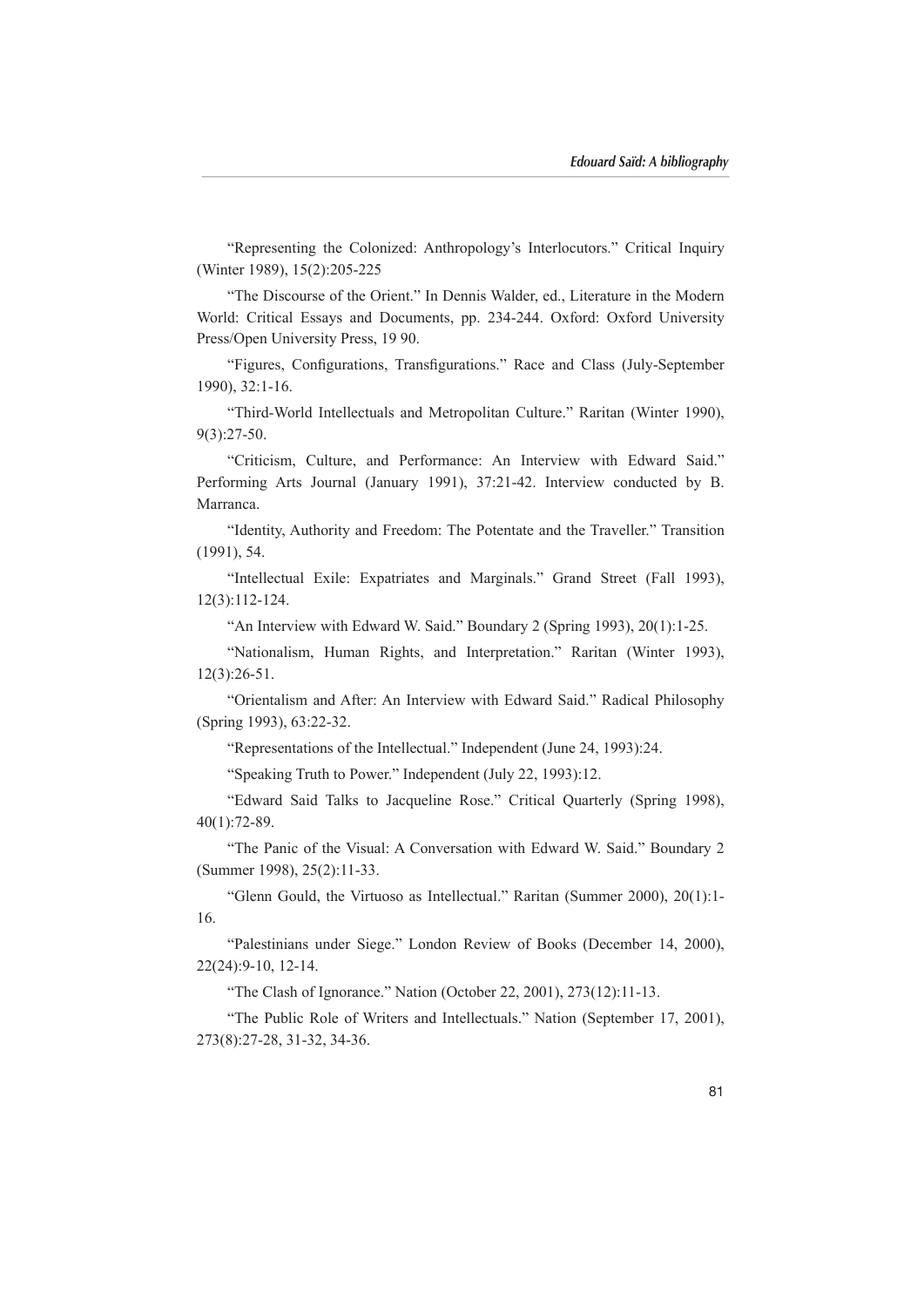"Representing the Colonized: Anthropology's Interlocutors." Critical Inquiry (Winter 1989), 15(2):205-225

"The Discourse of the Orient." In Dennis Walder, ed., Literature in the Modern World: Critical Essays and Documents, pp. 234-244. Oxford: Oxford University Press/Open University Press, 19 90.

"Figures, Configurations, Transfigurations." Race and Class (July-September 1990), 32:1-16.

"Third-World Intellectuals and Metropolitan Culture." Raritan (Winter 1990), 9(3):27-50.

"Criticism, Culture, and Performance: An Interview with Edward Said." Performing Arts Journal (January 1991), 37:21-42. Interview conducted by B. Marranca.

"Identity, Authority and Freedom: The Potentate and the Traveller." Transition (1991), 54.

"Intellectual Exile: Expatriates and Marginals." Grand Street (Fall 1993), 12(3):112-124.

"An Interview with Edward W. Said." Boundary 2 (Spring 1993), 20(1):1-25.

"Nationalism, Human Rights, and Interpretation." Raritan (Winter 1993), 12(3):26-51.

"Orientalism and After: An Interview with Edward Said." Radical Philosophy (Spring 1993), 63:22-32.

"Representations of the Intellectual." Independent (June 24, 1993):24.

"Speaking Truth to Power." Independent (July 22, 1993):12.

"Edward Said Talks to Jacqueline Rose." Critical Quarterly (Spring 1998), 40(1):72-89.

"The Panic of the Visual: A Conversation with Edward W. Said." Boundary 2 (Summer 1998), 25(2):11-33.

"Glenn Gould, the Virtuoso as Intellectual." Raritan (Summer 2000), 20(1):1-16.

"Palestinians under Siege." London Review of Books (December 14, 2000), 22(24):9-10, 12-14.

"The Clash of Ignorance." Nation (October 22, 2001), 273(12):11-13.

"The Public Role of Writers and Intellectuals." Nation (September 17, 2001), 273(8):27-28, 31-32, 34-36.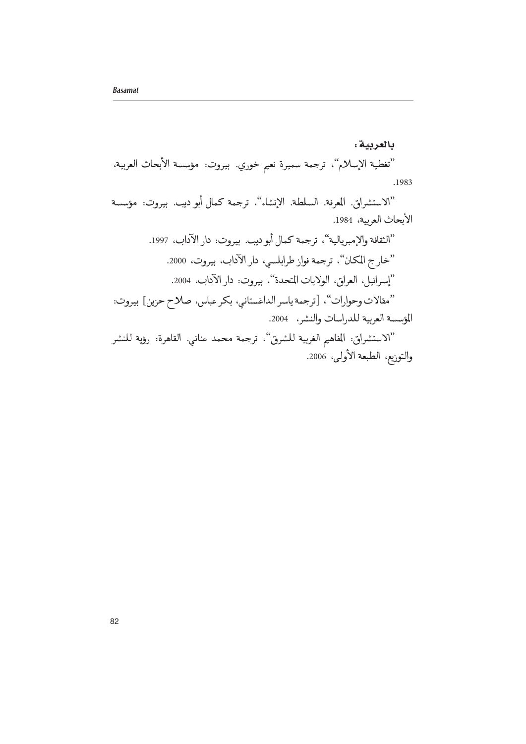**بالعربية:**

"تغطية الإسلام"، ترجمة سميرة نعيم خوري. بيروت: مؤسسة الأبحاث العربية، 1983.

"الاستشراق. المعرفة. السلطة. الإنشاء"، ترجمة كمال أبو ديب. بيروت: مؤسسة الأبحاث العربية، 1984.

"الثقافة والإمبريالية"، ترجمة كمال أبو ديب. بيروت: دار الآداب، 1997.

"خارج المكان"، ترجمة فواز طرابلسي، دار الآداب، بيروت، 2000.

"إسرائيل، العراق، الولايات المتحدة"، بيروت: دار الآداب، 2004.

"مقالات وحوارات"، [ترجمة ياسر الداغستاني، بكر عباس، صلاح حزين] بيروت: المؤسسة العربية للدراسات والنشر، 2004.

"الاستشراق: المفاهيم الغربية للشرق"، ترجمة محمد عناني. القاهرة: رؤية للنشر والتوزيع، الطبعة الأولى، 2006.